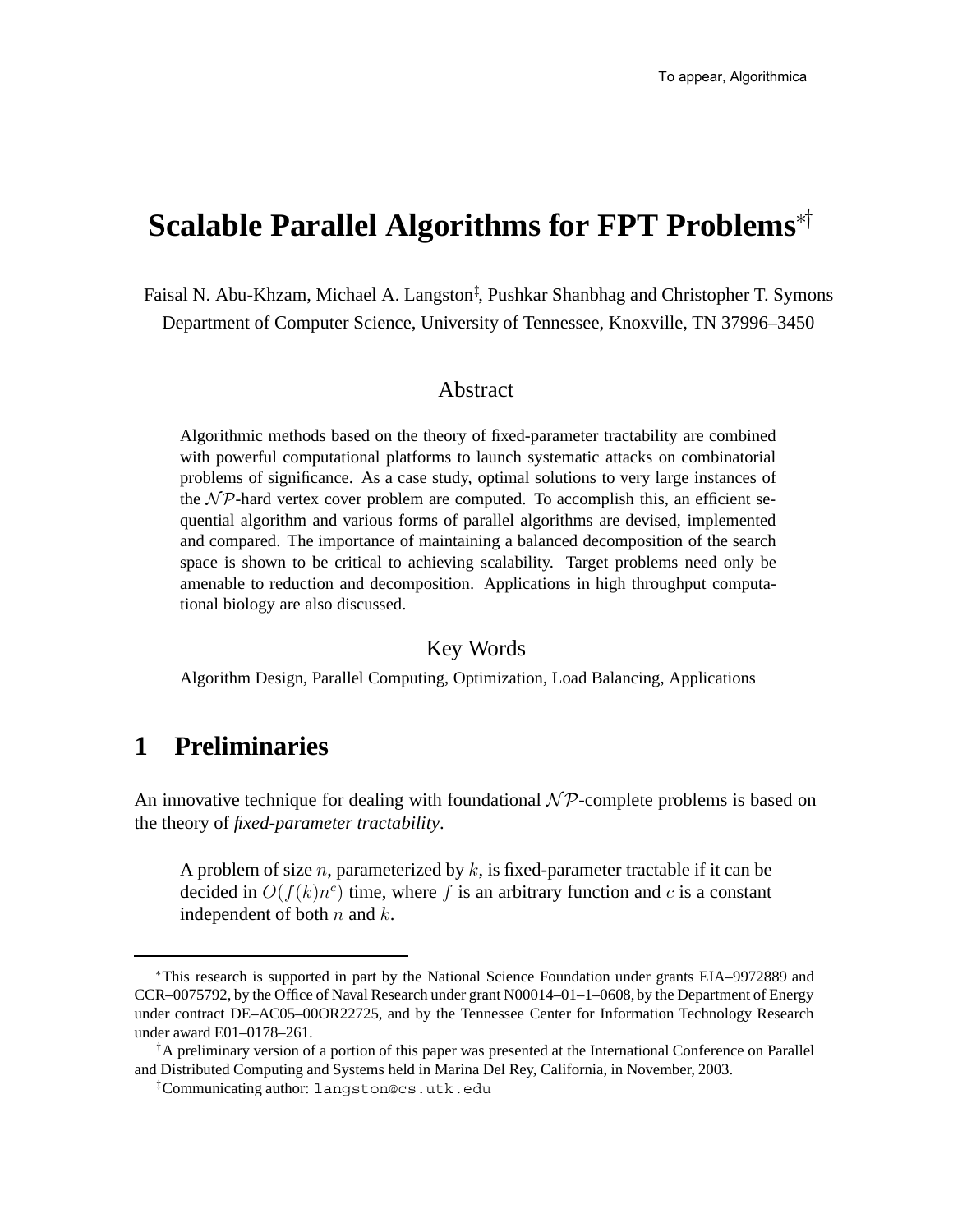To appear, Algorithmica

# Scalable Parallel Algorithms for FPT Problems[*][†]

Faisal N. Abu-Khzam, Michael A. Langston[‡], Pushkar Shanbhag and Christopher T. Symons
Department of Computer Science, University of Tennessee, Knoxville, TN 37996–3450

## Abstract

Algorithmic methods based on the theory of fixed-parameter tractability are combined with powerful computational platforms to launch systematic attacks on combinatorial problems of significance. As a case study, optimal solutions to very large instances of the $\mathcal{NP}$-hard vertex cover problem are computed. To accomplish this, an efficient sequential algorithm and various forms of parallel algorithms are devised, implemented and compared. The importance of maintaining a balanced decomposition of the search space is shown to be critical to achieving scalability. Target problems need only be amenable to reduction and decomposition. Applications in high throughput computational biology are also discussed.

## Key Words

Algorithm Design, Parallel Computing, Optimization, Load Balancing, Applications

# 1 Preliminaries

An innovative technique for dealing with foundational $\mathcal{NP}$-complete problems is based on the theory of ***fixed-parameter tractability***.

> A problem of size $n$, parameterized by $k$, is fixed-parameter tractable if it can be decided in $O(f(k)n^c)$ time, where $f$ is an arbitrary function and $c$ is a constant independent of both $n$ and $k$.

---

[*] This research is supported in part by the National Science Foundation under grants EIA–9972889 and CCR–0075792, by the Office of Naval Research under grant N00014–01–1–0608, by the Department of Energy under contract DE–AC05–00OR22725, and by the Tennessee Center for Information Technology Research under award E01–0178–261.

[†] A preliminary version of a portion of this paper was presented at the International Conference on Parallel and Distributed Computing and Systems held in Marina Del Rey, California, in November, 2003.

[‡] Communicating author: langston@cs.utk.edu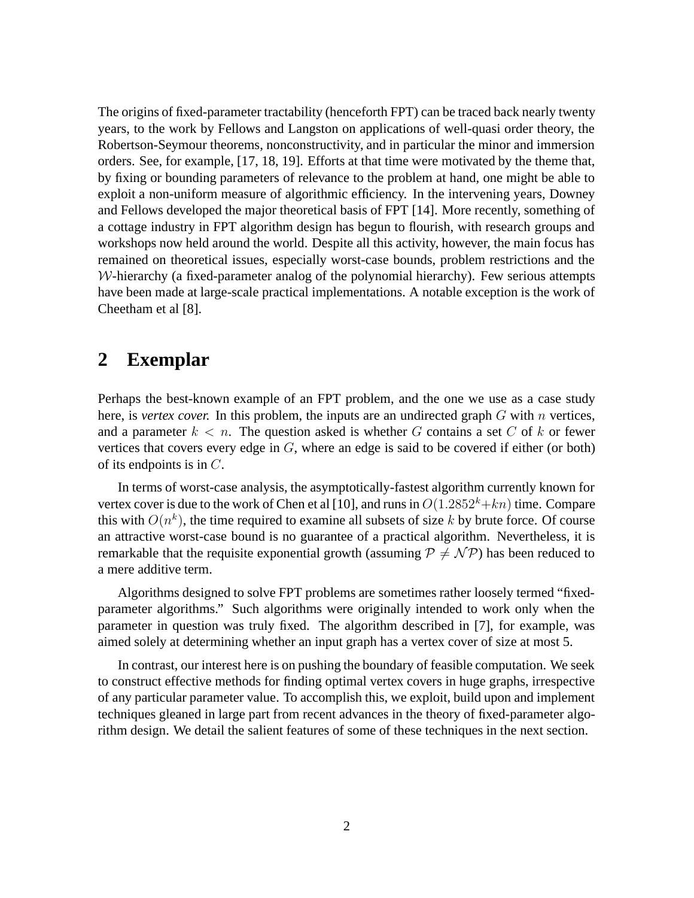The origins of fixed-parameter tractability (henceforth FPT) can be traced back nearly twenty years, to the work by Fellows and Langston on applications of well-quasi order theory, the Robertson-Seymour theorems, nonconstructivity, and in particular the minor and immersion orders. See, for example, [17, 18, 19]. Efforts at that time were motivated by the theme that, by fixing or bounding parameters of relevance to the problem at hand, one might be able to exploit a non-uniform measure of algorithmic efficiency. In the intervening years, Downey and Fellows developed the major theoretical basis of FPT [14]. More recently, something of a cottage industry in FPT algorithm design has begun to flourish, with research groups and workshops now held around the world. Despite all this activity, however, the main focus has remained on theoretical issues, especially worst-case bounds, problem restrictions and the $\mathcal{W}$-hierarchy (a fixed-parameter analog of the polynomial hierarchy). Few serious attempts have been made at large-scale practical implementations. A notable exception is the work of Cheetham et al [8].

## 2 Exemplar

Perhaps the best-known example of an FPT problem, and the one we use as a case study here, is *vertex cover.* In this problem, the inputs are an undirected graph $G$ with $n$ vertices, and a parameter $k < n$. The question asked is whether $G$ contains a set $C$ of $k$ or fewer vertices that covers every edge in $G$, where an edge is said to be covered if either (or both) of its endpoints is in $C$.

In terms of worst-case analysis, the asymptotically-fastest algorithm currently known for vertex cover is due to the work of Chen et al [10], and runs in $O(1.2852^k + kn)$ time. Compare this with $O(n^k)$, the time required to examine all subsets of size $k$ by brute force. Of course an attractive worst-case bound is no guarantee of a practical algorithm. Nevertheless, it is remarkable that the requisite exponential growth (assuming $\mathcal{P} \neq \mathcal{NP}$) has been reduced to a mere additive term.

Algorithms designed to solve FPT problems are sometimes rather loosely termed "fixed-parameter algorithms." Such algorithms were originally intended to work only when the parameter in question was truly fixed. The algorithm described in [7], for example, was aimed solely at determining whether an input graph has a vertex cover of size at most 5.

In contrast, our interest here is on pushing the boundary of feasible computation. We seek to construct effective methods for finding optimal vertex covers in huge graphs, irrespective of any particular parameter value. To accomplish this, we exploit, build upon and implement techniques gleaned in large part from recent advances in the theory of fixed-parameter algorithm design. We detail the salient features of some of these techniques in the next section.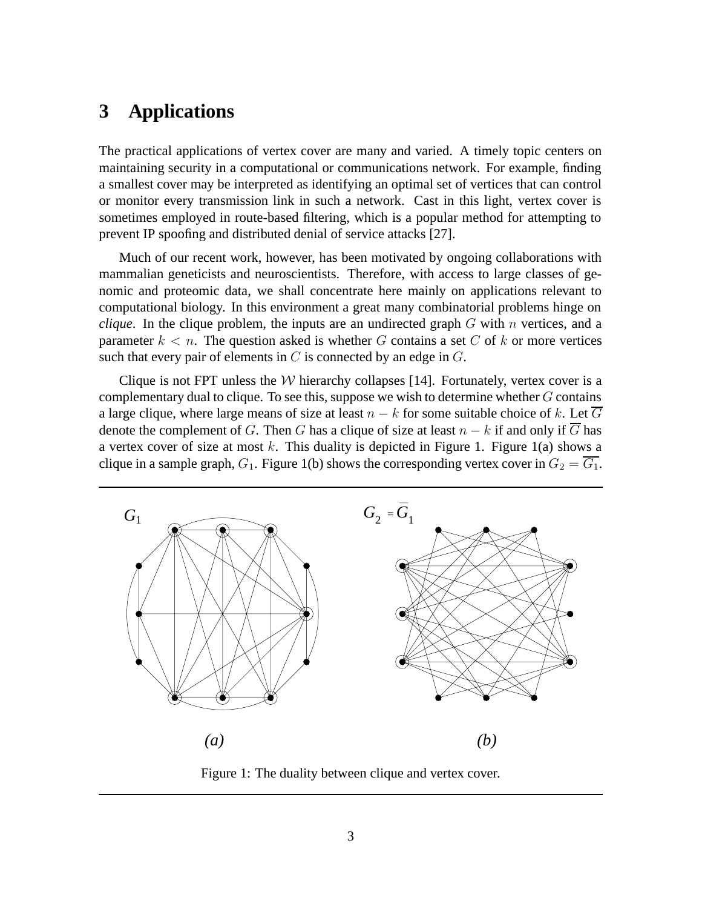## 3 Applications

The practical applications of vertex cover are many and varied. A timely topic centers on maintaining security in a computational or communications network. For example, finding a smallest cover may be interpreted as identifying an optimal set of vertices that can control or monitor every transmission link in such a network. Cast in this light, vertex cover is sometimes employed in route-based filtering, which is a popular method for attempting to prevent IP spoofing and distributed denial of service attacks [27].

Much of our recent work, however, has been motivated by ongoing collaborations with mammalian geneticists and neuroscientists. Therefore, with access to large classes of genomic and proteomic data, we shall concentrate here mainly on applications relevant to computational biology. In this environment a great many combinatorial problems hinge on *clique*. In the clique problem, the inputs are an undirected graph $G$ with $n$ vertices, and a parameter $k < n$. The question asked is whether $G$ contains a set $C$ of $k$ or more vertices such that every pair of elements in $C$ is connected by an edge in $G$.

Clique is not FPT unless the $\mathcal{W}$ hierarchy collapses [14]. Fortunately, vertex cover is a complementary dual to clique. To see this, suppose we wish to determine whether $G$ contains a large clique, where large means of size at least $n - k$ for some suitable choice of $k$. Let $\overline{G}$ denote the complement of $G$. Then $G$ has a clique of size at least $n - k$ if and only if $\overline{G}$ has a vertex cover of size at most $k$. This duality is depicted in Figure 1. Figure 1(a) shows a clique in a sample graph, $G_1$. Figure 1(b) shows the corresponding vertex cover in $G_2 = \overline{G_1}$.

Figure 1: The duality between clique and vertex cover.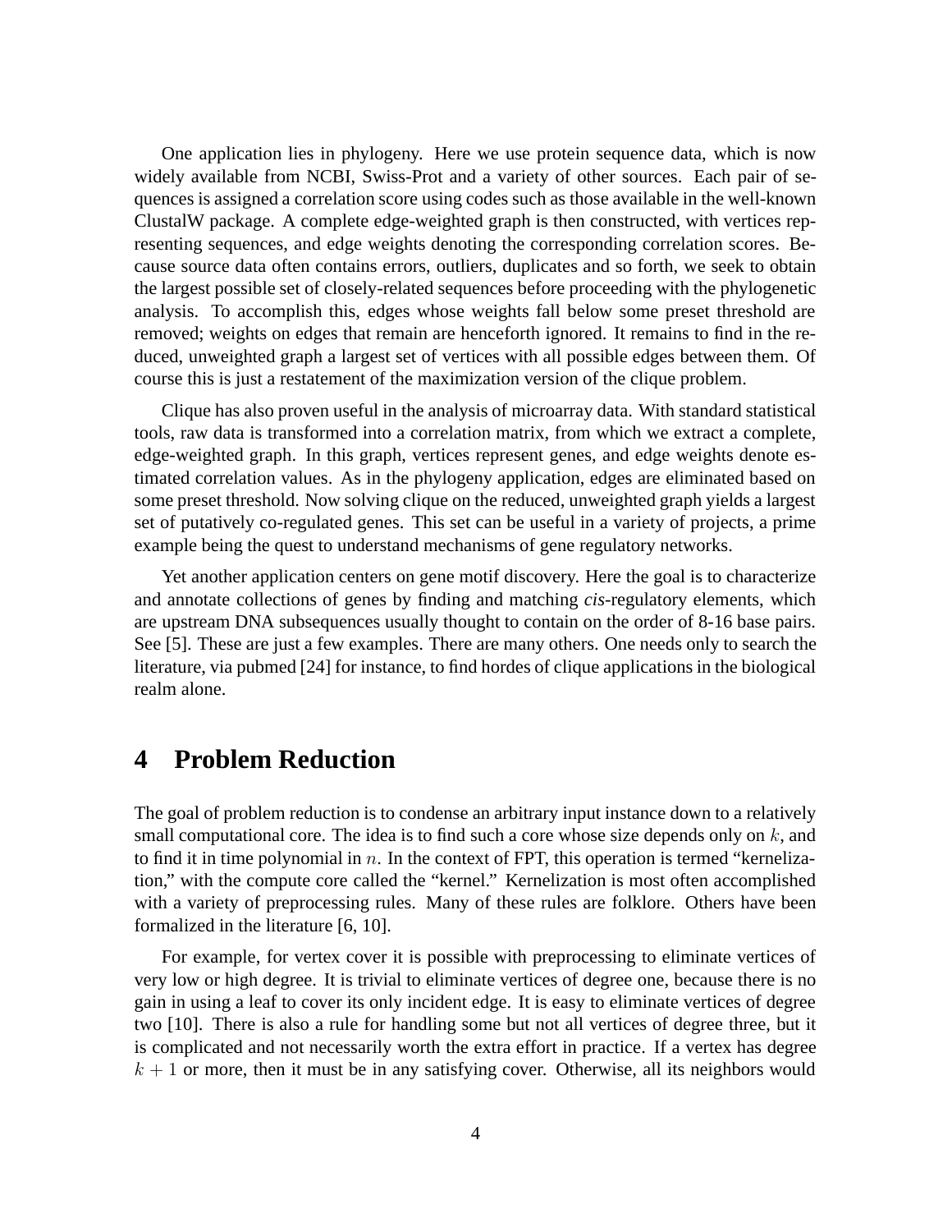One application lies in phylogeny. Here we use protein sequence data, which is now widely available from NCBI, Swiss-Prot and a variety of other sources. Each pair of sequences is assigned a correlation score using codes such as those available in the well-known ClustalW package. A complete edge-weighted graph is then constructed, with vertices representing sequences, and edge weights denoting the corresponding correlation scores. Because source data often contains errors, outliers, duplicates and so forth, we seek to obtain the largest possible set of closely-related sequences before proceeding with the phylogenetic analysis. To accomplish this, edges whose weights fall below some preset threshold are removed; weights on edges that remain are henceforth ignored. It remains to find in the reduced, unweighted graph a largest set of vertices with all possible edges between them. Of course this is just a restatement of the maximization version of the clique problem.

Clique has also proven useful in the analysis of microarray data. With standard statistical tools, raw data is transformed into a correlation matrix, from which we extract a complete, edge-weighted graph. In this graph, vertices represent genes, and edge weights denote estimated correlation values. As in the phylogeny application, edges are eliminated based on some preset threshold. Now solving clique on the reduced, unweighted graph yields a largest set of putatively co-regulated genes. This set can be useful in a variety of projects, a prime example being the quest to understand mechanisms of gene regulatory networks.

Yet another application centers on gene motif discovery. Here the goal is to characterize and annotate collections of genes by finding and matching *cis*-regulatory elements, which are upstream DNA subsequences usually thought to contain on the order of 8-16 base pairs. See [5]. These are just a few examples. There are many others. One needs only to search the literature, via pubmed [24] for instance, to find hordes of clique applications in the biological realm alone.

# 4 Problem Reduction

The goal of problem reduction is to condense an arbitrary input instance down to a relatively small computational core. The idea is to find such a core whose size depends only on $k$, and to find it in time polynomial in $n$. In the context of FPT, this operation is termed "kernelization," with the compute core called the "kernel." Kernelization is most often accomplished with a variety of preprocessing rules. Many of these rules are folklore. Others have been formalized in the literature [6, 10].

For example, for vertex cover it is possible with preprocessing to eliminate vertices of very low or high degree. It is trivial to eliminate vertices of degree one, because there is no gain in using a leaf to cover its only incident edge. It is easy to eliminate vertices of degree two [10]. There is also a rule for handling some but not all vertices of degree three, but it is complicated and not necessarily worth the extra effort in practice. If a vertex has degree $k + 1$ or more, then it must be in any satisfying cover. Otherwise, all its neighbors would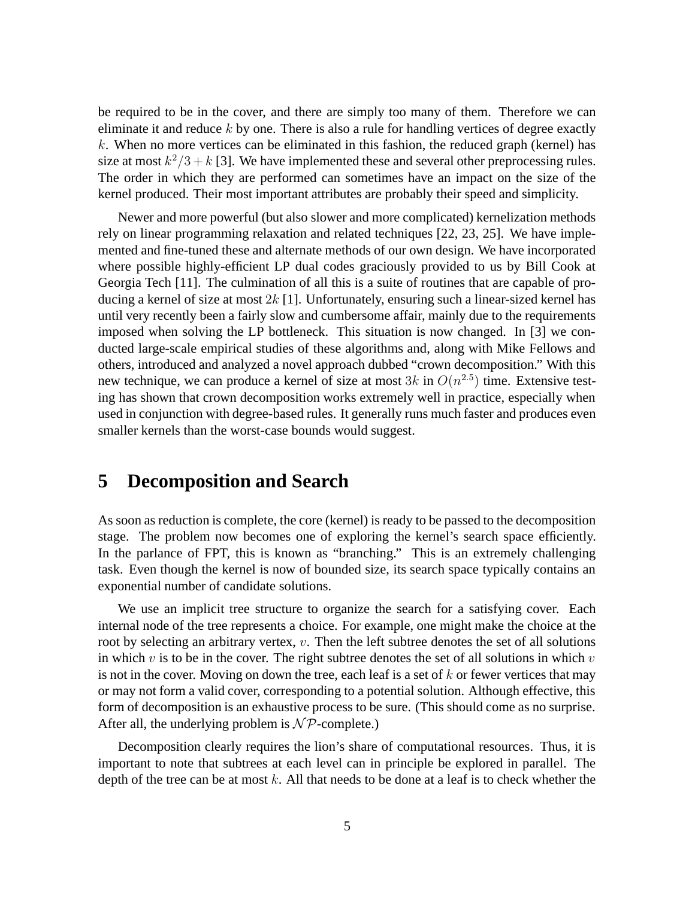be required to be in the cover, and there are simply too many of them. Therefore we can eliminate it and reduce $k$ by one. There is also a rule for handling vertices of degree exactly $k$. When no more vertices can be eliminated in this fashion, the reduced graph (kernel) has size at most $k^2/3 + k$ [3]. We have implemented these and several other preprocessing rules. The order in which they are performed can sometimes have an impact on the size of the kernel produced. Their most important attributes are probably their speed and simplicity.

Newer and more powerful (but also slower and more complicated) kernelization methods rely on linear programming relaxation and related techniques [22, 23, 25]. We have implemented and fine-tuned these and alternate methods of our own design. We have incorporated where possible highly-efficient LP dual codes graciously provided to us by Bill Cook at Georgia Tech [11]. The culmination of all this is a suite of routines that are capable of producing a kernel of size at most $2k$ [1]. Unfortunately, ensuring such a linear-sized kernel has until very recently been a fairly slow and cumbersome affair, mainly due to the requirements imposed when solving the LP bottleneck. This situation is now changed. In [3] we conducted large-scale empirical studies of these algorithms and, along with Mike Fellows and others, introduced and analyzed a novel approach dubbed "crown decomposition." With this new technique, we can produce a kernel of size at most $3k$ in $O(n^{2.5})$ time. Extensive testing has shown that crown decomposition works extremely well in practice, especially when used in conjunction with degree-based rules. It generally runs much faster and produces even smaller kernels than the worst-case bounds would suggest.

# 5 Decomposition and Search

As soon as reduction is complete, the core (kernel) is ready to be passed to the decomposition stage. The problem now becomes one of exploring the kernel's search space efficiently. In the parlance of FPT, this is known as "branching." This is an extremely challenging task. Even though the kernel is now of bounded size, its search space typically contains an exponential number of candidate solutions.

We use an implicit tree structure to organize the search for a satisfying cover. Each internal node of the tree represents a choice. For example, one might make the choice at the root by selecting an arbitrary vertex, $v$. Then the left subtree denotes the set of all solutions in which $v$ is to be in the cover. The right subtree denotes the set of all solutions in which $v$ is not in the cover. Moving on down the tree, each leaf is a set of $k$ or fewer vertices that may or may not form a valid cover, corresponding to a potential solution. Although effective, this form of decomposition is an exhaustive process to be sure. (This should come as no surprise. After all, the underlying problem is $\mathcal{NP}$-complete.)

Decomposition clearly requires the lion's share of computational resources. Thus, it is important to note that subtrees at each level can in principle be explored in parallel. The depth of the tree can be at most $k$. All that needs to be done at a leaf is to check whether the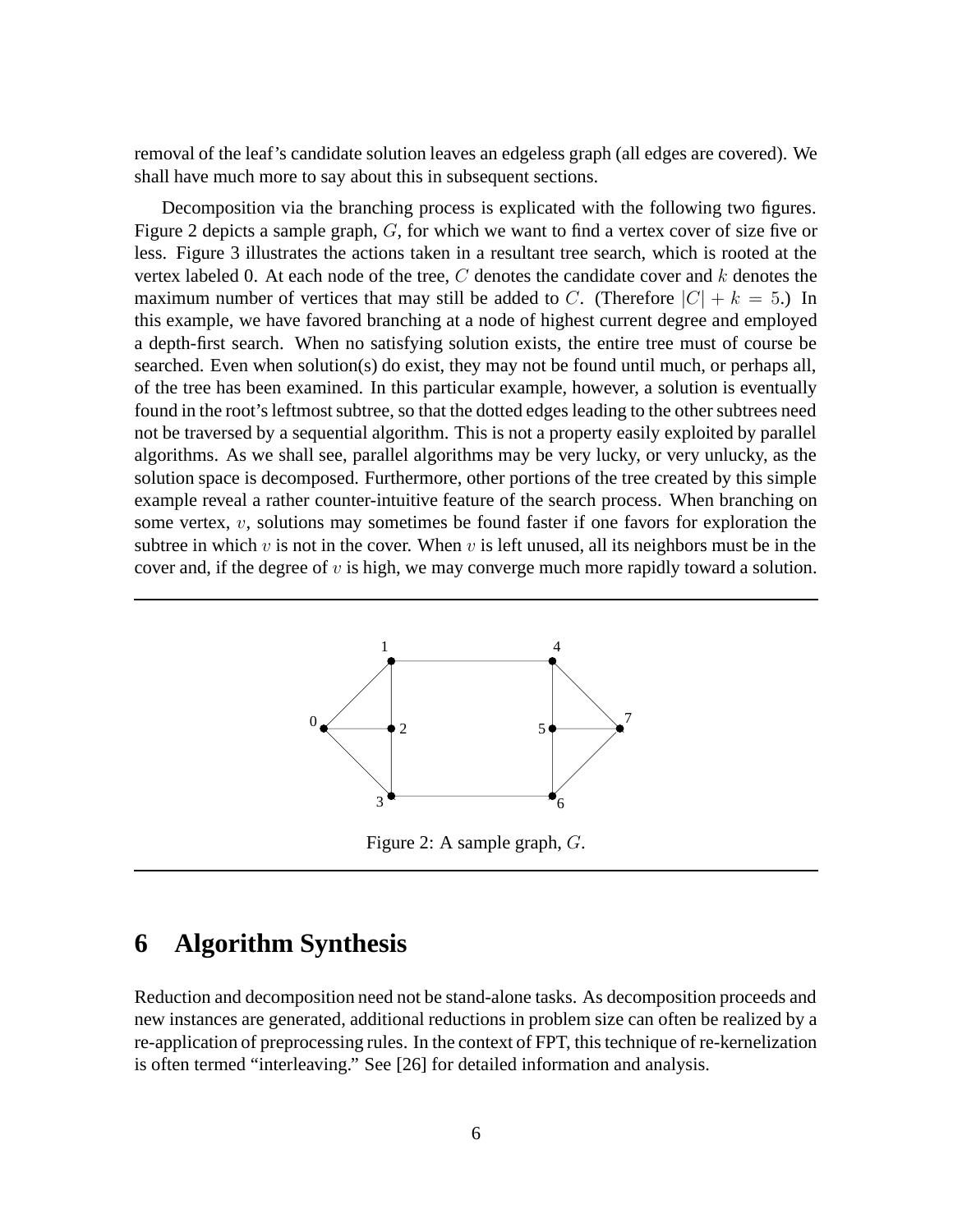removal of the leaf's candidate solution leaves an edgeless graph (all edges are covered). We shall have much more to say about this in subsequent sections.

Decomposition via the branching process is explicated with the following two figures. Figure 2 depicts a sample graph, $G$, for which we want to find a vertex cover of size five or less. Figure 3 illustrates the actions taken in a resultant tree search, which is rooted at the vertex labeled 0. At each node of the tree, $C$ denotes the candidate cover and $k$ denotes the maximum number of vertices that may still be added to $C$. (Therefore $|C| + k = 5$.) In this example, we have favored branching at a node of highest current degree and employed a depth-first search. When no satisfying solution exists, the entire tree must of course be searched. Even when solution(s) do exist, they may not be found until much, or perhaps all, of the tree has been examined. In this particular example, however, a solution is eventually found in the root's leftmost subtree, so that the dotted edges leading to the other subtrees need not be traversed by a sequential algorithm. This is not a property easily exploited by parallel algorithms. As we shall see, parallel algorithms may be very lucky, or very unlucky, as the solution space is decomposed. Furthermore, other portions of the tree created by this simple example reveal a rather counter-intuitive feature of the search process. When branching on some vertex, $v$, solutions may sometimes be found faster if one favors for exploration the subtree in which $v$ is not in the cover. When $v$ is left unused, all its neighbors must be in the cover and, if the degree of $v$ is high, we may converge much more rapidly toward a solution.

1
4
0
2
5
7
3
6

Figure 2: A sample graph, $G$.

## 6 Algorithm Synthesis

Reduction and decomposition need not be stand-alone tasks. As decomposition proceeds and new instances are generated, additional reductions in problem size can often be realized by a re-application of preprocessing rules. In the context of FPT, this technique of re-kernelization is often termed "interleaving." See [26] for detailed information and analysis.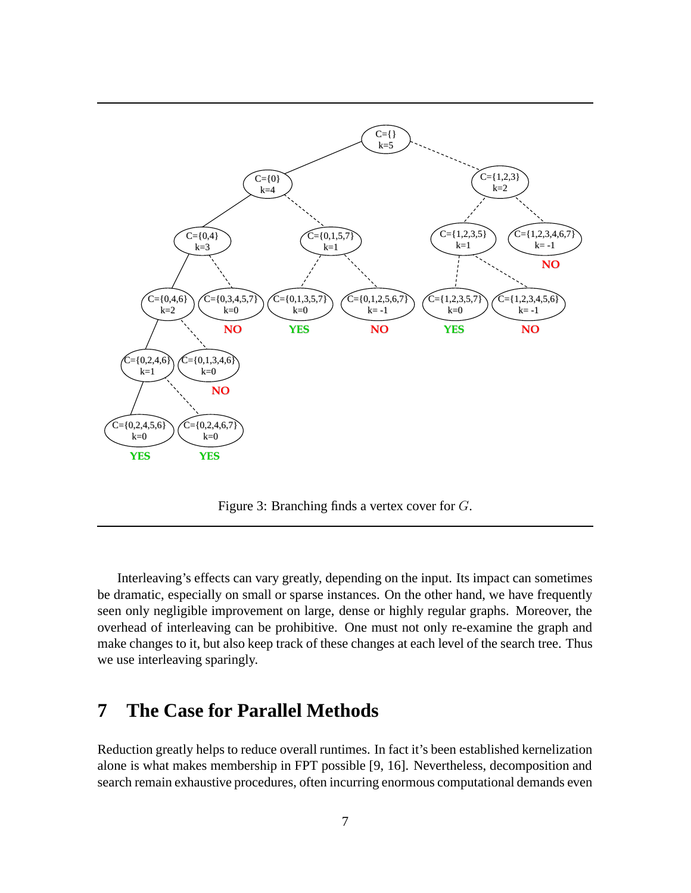Figure 3: Branching finds a vertex cover for $G$.

Interleaving's effects can vary greatly, depending on the input. Its impact can sometimes be dramatic, especially on small or sparse instances. On the other hand, we have frequently seen only negligible improvement on large, dense or highly regular graphs. Moreover, the overhead of interleaving can be prohibitive. One must not only re-examine the graph and make changes to it, but also keep track of these changes at each level of the search tree. Thus we use interleaving sparingly.

## 7 The Case for Parallel Methods

Reduction greatly helps to reduce overall runtimes. In fact it's been established kernelization alone is what makes membership in FPT possible [9, 16]. Nevertheless, decomposition and search remain exhaustive procedures, often incurring enormous computational demands even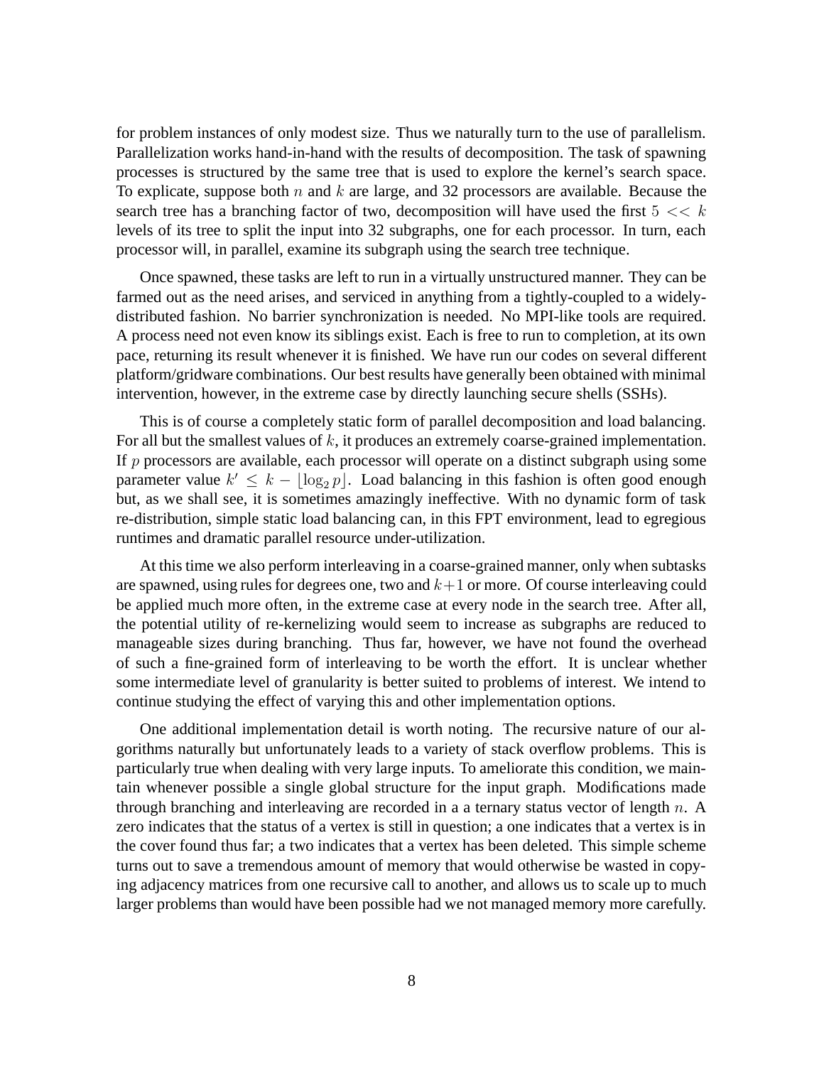for problem instances of only modest size. Thus we naturally turn to the use of parallelism. Parallelization works hand-in-hand with the results of decomposition. The task of spawning processes is structured by the same tree that is used to explore the kernel's search space. To explicate, suppose both $n$ and $k$ are large, and 32 processors are available. Because the search tree has a branching factor of two, decomposition will have used the first $5 << k$ levels of its tree to split the input into 32 subgraphs, one for each processor. In turn, each processor will, in parallel, examine its subgraph using the search tree technique.

Once spawned, these tasks are left to run in a virtually unstructured manner. They can be farmed out as the need arises, and serviced in anything from a tightly-coupled to a widely-distributed fashion. No barrier synchronization is needed. No MPI-like tools are required. A process need not even know its siblings exist. Each is free to run to completion, at its own pace, returning its result whenever it is finished. We have run our codes on several different platform/gridware combinations. Our best results have generally been obtained with minimal intervention, however, in the extreme case by directly launching secure shells (SSHs).

This is of course a completely static form of parallel decomposition and load balancing. For all but the smallest values of $k$, it produces an extremely coarse-grained implementation. If $p$ processors are available, each processor will operate on a distinct subgraph using some parameter value $k' \leq k - \lfloor \log_2 p \rfloor$. Load balancing in this fashion is often good enough but, as we shall see, it is sometimes amazingly ineffective. With no dynamic form of task re-distribution, simple static load balancing can, in this FPT environment, lead to egregious runtimes and dramatic parallel resource under-utilization.

At this time we also perform interleaving in a coarse-grained manner, only when subtasks are spawned, using rules for degrees one, two and $k+1$ or more. Of course interleaving could be applied much more often, in the extreme case at every node in the search tree. After all, the potential utility of re-kernelizing would seem to increase as subgraphs are reduced to manageable sizes during branching. Thus far, however, we have not found the overhead of such a fine-grained form of interleaving to be worth the effort. It is unclear whether some intermediate level of granularity is better suited to problems of interest. We intend to continue studying the effect of varying this and other implementation options.

One additional implementation detail is worth noting. The recursive nature of our algorithms naturally but unfortunately leads to a variety of stack overflow problems. This is particularly true when dealing with very large inputs. To ameliorate this condition, we maintain whenever possible a single global structure for the input graph. Modifications made through branching and interleaving are recorded in a a ternary status vector of length $n$. A zero indicates that the status of a vertex is still in question; a one indicates that a vertex is in the cover found thus far; a two indicates that a vertex has been deleted. This simple scheme turns out to save a tremendous amount of memory that would otherwise be wasted in copying adjacency matrices from one recursive call to another, and allows us to scale up to much larger problems than would have been possible had we not managed memory more carefully.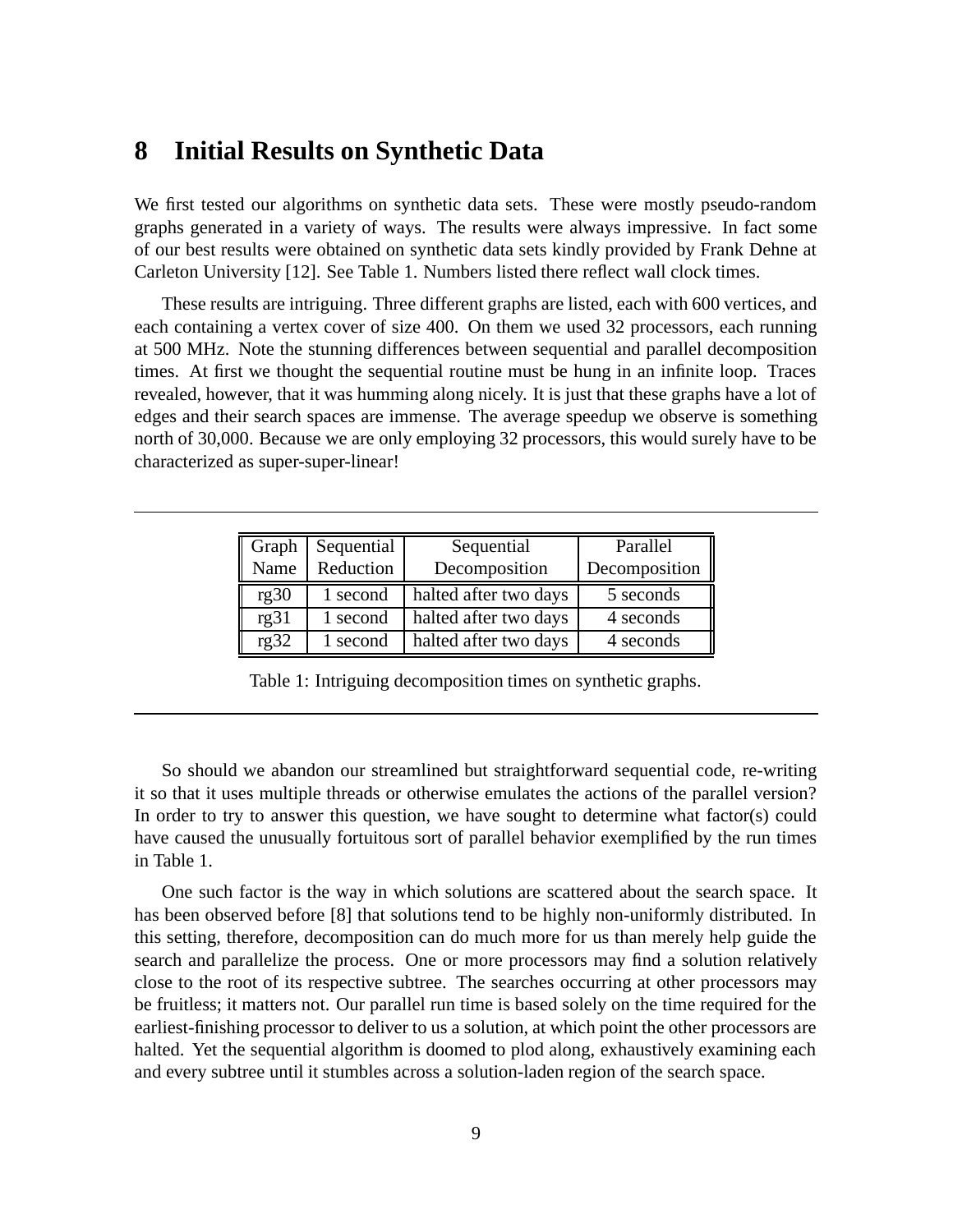## 8 Initial Results on Synthetic Data

We first tested our algorithms on synthetic data sets. These were mostly pseudo-random graphs generated in a variety of ways. The results were always impressive. In fact some of our best results were obtained on synthetic data sets kindly provided by Frank Dehne at Carleton University [12]. See Table 1. Numbers listed there reflect wall clock times.

These results are intriguing. Three different graphs are listed, each with 600 vertices, and each containing a vertex cover of size 400. On them we used 32 processors, each running at 500 MHz. Note the stunning differences between sequential and parallel decomposition times. At first we thought the sequential routine must be hung in an infinite loop. Traces revealed, however, that it was humming along nicely. It is just that these graphs have a lot of edges and their search spaces are immense. The average speedup we observe is something north of 30,000. Because we are only employing 32 processors, this would surely have to be characterized as super-super-linear!

| Graph Name | Sequential Reduction | Sequential Decomposition | Parallel Decomposition |
|---|---|---|---|
| rg30 | 1 second | halted after two days | 5 seconds |
| rg31 | 1 second | halted after two days | 4 seconds |
| rg32 | 1 second | halted after two days | 4 seconds |

Table 1: Intriguing decomposition times on synthetic graphs.

So should we abandon our streamlined but straightforward sequential code, re-writing it so that it uses multiple threads or otherwise emulates the actions of the parallel version? In order to try to answer this question, we have sought to determine what factor(s) could have caused the unusually fortuitous sort of parallel behavior exemplified by the run times in Table 1.

One such factor is the way in which solutions are scattered about the search space. It has been observed before [8] that solutions tend to be highly non-uniformly distributed. In this setting, therefore, decomposition can do much more for us than merely help guide the search and parallelize the process. One or more processors may find a solution relatively close to the root of its respective subtree. The searches occurring at other processors may be fruitless; it matters not. Our parallel run time is based solely on the time required for the earliest-finishing processor to deliver to us a solution, at which point the other processors are halted. Yet the sequential algorithm is doomed to plod along, exhaustively examining each and every subtree until it stumbles across a solution-laden region of the search space.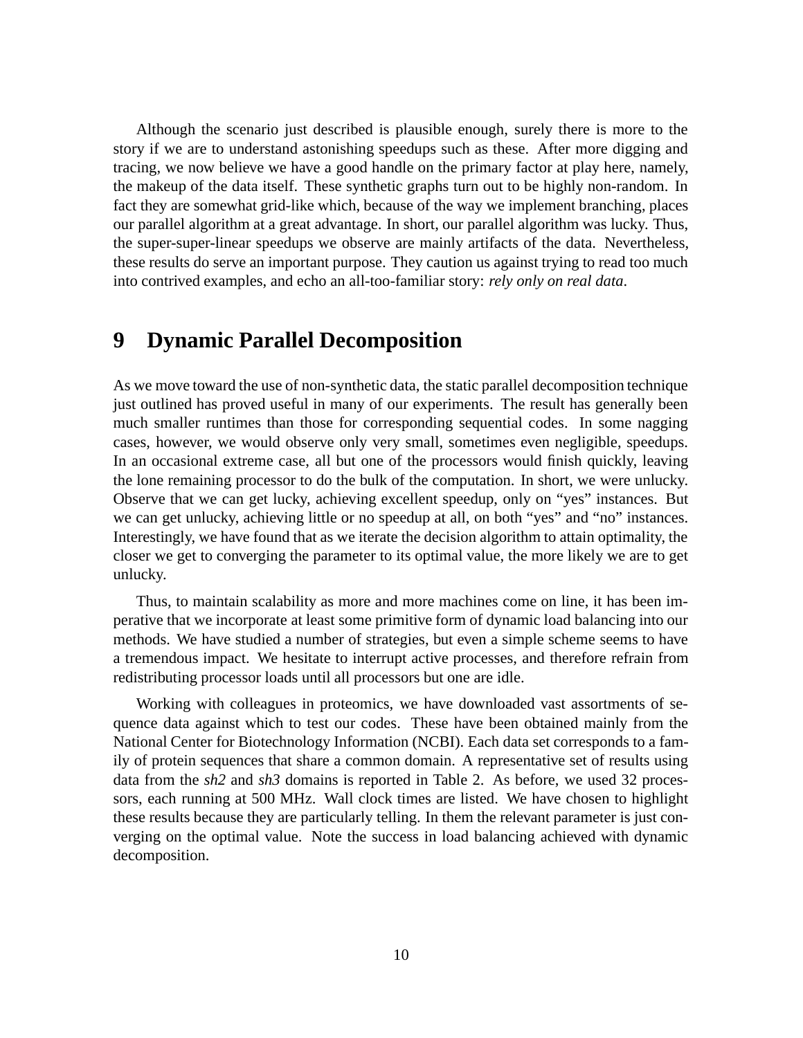Although the scenario just described is plausible enough, surely there is more to the story if we are to understand astonishing speedups such as these. After more digging and tracing, we now believe we have a good handle on the primary factor at play here, namely, the makeup of the data itself. These synthetic graphs turn out to be highly non-random. In fact they are somewhat grid-like which, because of the way we implement branching, places our parallel algorithm at a great advantage. In short, our parallel algorithm was lucky. Thus, the super-super-linear speedups we observe are mainly artifacts of the data. Nevertheless, these results do serve an important purpose. They caution us against trying to read too much into contrived examples, and echo an all-too-familiar story: *rely only on real data*.

# 9 Dynamic Parallel Decomposition

As we move toward the use of non-synthetic data, the static parallel decomposition technique just outlined has proved useful in many of our experiments. The result has generally been much smaller runtimes than those for corresponding sequential codes. In some nagging cases, however, we would observe only very small, sometimes even negligible, speedups. In an occasional extreme case, all but one of the processors would finish quickly, leaving the lone remaining processor to do the bulk of the computation. In short, we were unlucky. Observe that we can get lucky, achieving excellent speedup, only on "yes" instances. But we can get unlucky, achieving little or no speedup at all, on both "yes" and "no" instances. Interestingly, we have found that as we iterate the decision algorithm to attain optimality, the closer we get to converging the parameter to its optimal value, the more likely we are to get unlucky.

Thus, to maintain scalability as more and more machines come on line, it has been imperative that we incorporate at least some primitive form of dynamic load balancing into our methods. We have studied a number of strategies, but even a simple scheme seems to have a tremendous impact. We hesitate to interrupt active processes, and therefore refrain from redistributing processor loads until all processors but one are idle.

Working with colleagues in proteomics, we have downloaded vast assortments of sequence data against which to test our codes. These have been obtained mainly from the National Center for Biotechnology Information (NCBI). Each data set corresponds to a family of protein sequences that share a common domain. A representative set of results using data from the *sh2* and *sh3* domains is reported in Table 2. As before, we used 32 processors, each running at 500 MHz. Wall clock times are listed. We have chosen to highlight these results because they are particularly telling. In them the relevant parameter is just converging on the optimal value. Note the success in load balancing achieved with dynamic decomposition.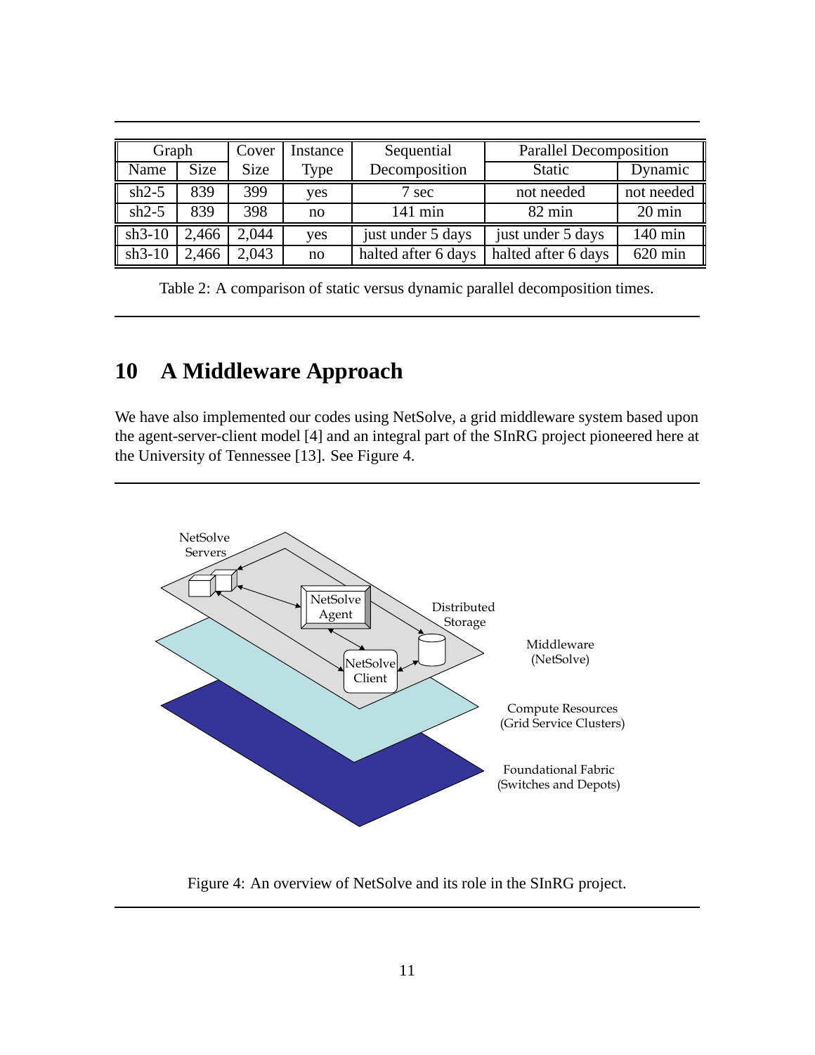| Graph | | Cover | Instance | Sequential | Parallel Decomposition | |
|---|---|---|---|---|---|---|
| Name | Size | Size | Type | Decomposition | Static | Dynamic |
| sh2-5 | 839 | 399 | yes | 7 sec | not needed | not needed |
| sh2-5 | 839 | 398 | no | 141 min | 82 min | 20 min |
| sh3-10 | 2,466 | 2,044 | yes | just under 5 days | just under 5 days | 140 min |
| sh3-10 | 2,466 | 2,043 | no | halted after 6 days | halted after 6 days | 620 min |

Table 2: A comparison of static versus dynamic parallel decomposition times.

# 10 A Middleware Approach

We have also implemented our codes using NetSolve, a grid middleware system based upon the agent-server-client model [4] and an integral part of the SInRG project pioneered here at the University of Tennessee [13]. See Figure 4.

Figure 4: An overview of NetSolve and its role in the SInRG project.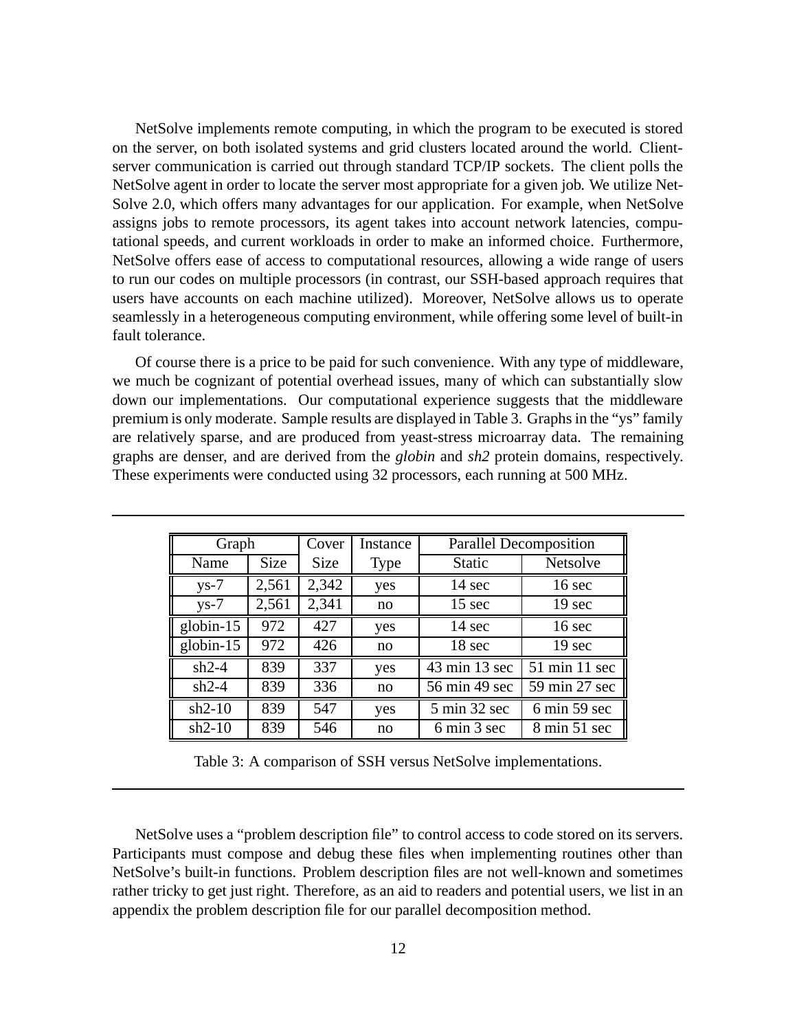NetSolve implements remote computing, in which the program to be executed is stored on the server, on both isolated systems and grid clusters located around the world. Client-server communication is carried out through standard TCP/IP sockets. The client polls the NetSolve agent in order to locate the server most appropriate for a given job. We utilize NetSolve 2.0, which offers many advantages for our application. For example, when NetSolve assigns jobs to remote processors, its agent takes into account network latencies, computational speeds, and current workloads in order to make an informed choice. Furthermore, NetSolve offers ease of access to computational resources, allowing a wide range of users to run our codes on multiple processors (in contrast, our SSH-based approach requires that users have accounts on each machine utilized). Moreover, NetSolve allows us to operate seamlessly in a heterogeneous computing environment, while offering some level of built-in fault tolerance.

Of course there is a price to be paid for such convenience. With any type of middleware, we much be cognizant of potential overhead issues, many of which can substantially slow down our implementations. Our computational experience suggests that the middleware premium is only moderate. Sample results are displayed in Table 3. Graphs in the "ys" family are relatively sparse, and are produced from yeast-stress microarray data. The remaining graphs are denser, and are derived from the *globin* and *sh2* protein domains, respectively. These experiments were conducted using 32 processors, each running at 500 MHz.

| Graph | | Cover | Instance | Parallel Decomposition | |
|---|---|---|---|---|---|
| Name | Size | Size | Type | Static | Netsolve |
| ys-7 | 2,561 | 2,342 | yes | 14 sec | 16 sec |
| ys-7 | 2,561 | 2,341 | no | 15 sec | 19 sec |
| globin-15 | 972 | 427 | yes | 14 sec | 16 sec |
| globin-15 | 972 | 426 | no | 18 sec | 19 sec |
| sh2-4 | 839 | 337 | yes | 43 min 13 sec | 51 min 11 sec |
| sh2-4 | 839 | 336 | no | 56 min 49 sec | 59 min 27 sec |
| sh2-10 | 839 | 547 | yes | 5 min 32 sec | 6 min 59 sec |
| sh2-10 | 839 | 546 | no | 6 min 3 sec | 8 min 51 sec |

Table 3: A comparison of SSH versus NetSolve implementations.

NetSolve uses a "problem description file" to control access to code stored on its servers. Participants must compose and debug these files when implementing routines other than NetSolve's built-in functions. Problem description files are not well-known and sometimes rather tricky to get just right. Therefore, as an aid to readers and potential users, we list in an appendix the problem description file for our parallel decomposition method.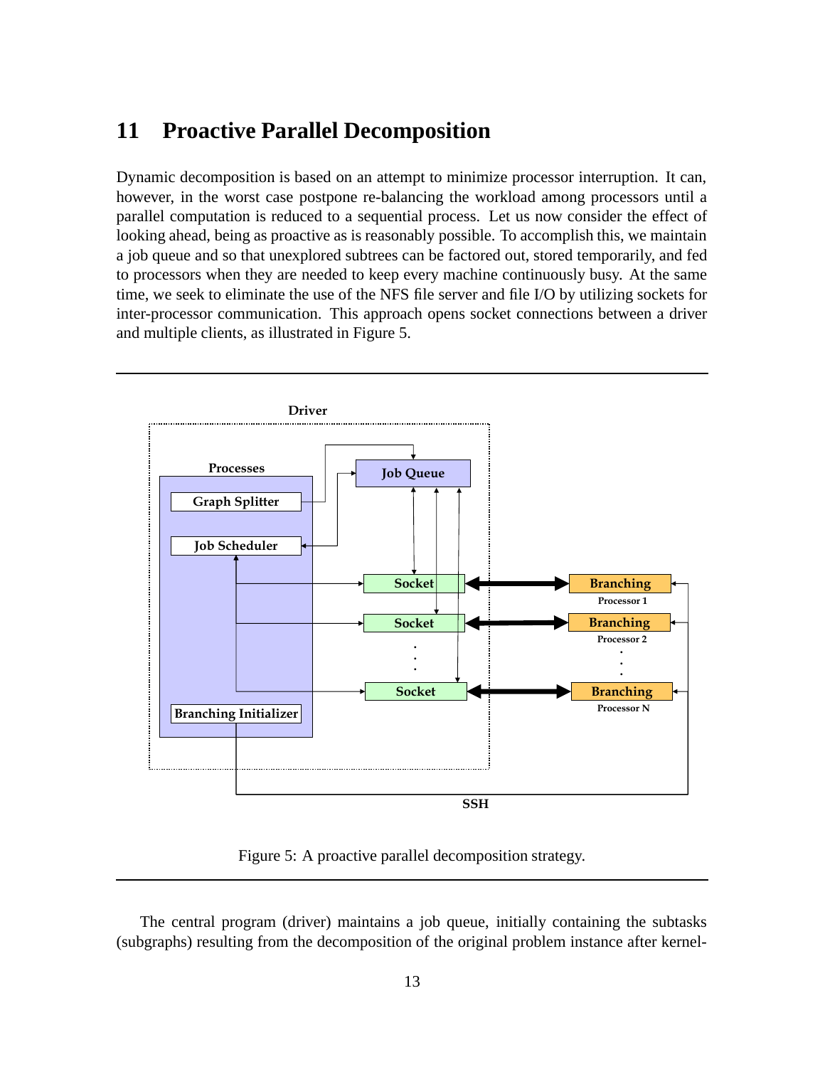## 11 Proactive Parallel Decomposition

Dynamic decomposition is based on an attempt to minimize processor interruption. It can, however, in the worst case postpone re-balancing the workload among processors until a parallel computation is reduced to a sequential process. Let us now consider the effect of looking ahead, being as proactive as is reasonably possible. To accomplish this, we maintain a job queue and so that unexplored subtrees can be factored out, stored temporarily, and fed to processors when they are needed to keep every machine continuously busy. At the same time, we seek to eliminate the use of the NFS file server and file I/O by utilizing sockets for inter-processor communication. This approach opens socket connections between a driver and multiple clients, as illustrated in Figure 5.

Figure 5: A proactive parallel decomposition strategy.

The central program (driver) maintains a job queue, initially containing the subtasks (subgraphs) resulting from the decomposition of the original problem instance after kernel-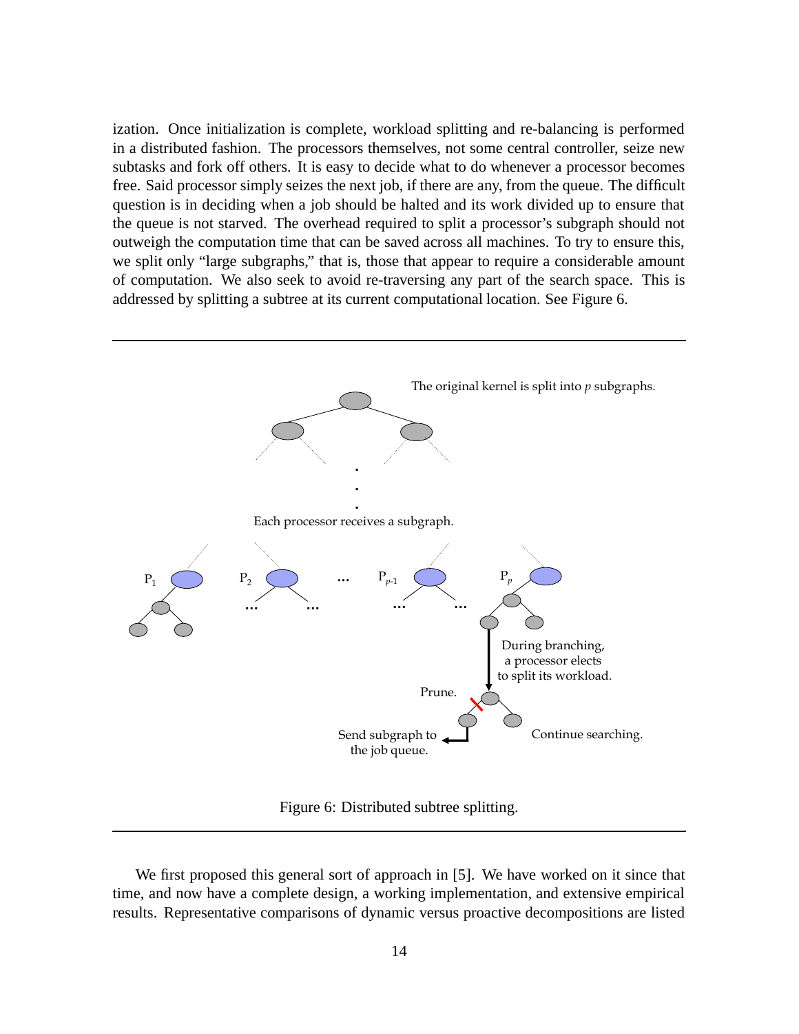ization. Once initialization is complete, workload splitting and re-balancing is performed in a distributed fashion. The processors themselves, not some central controller, seize new subtasks and fork off others. It is easy to decide what to do whenever a processor becomes free. Said processor simply seizes the next job, if there are any, from the queue. The difficult question is in deciding when a job should be halted and its work divided up to ensure that the queue is not starved. The overhead required to split a processor's subgraph should not outweigh the computation time that can be saved across all machines. To try to ensure this, we split only "large subgraphs," that is, those that appear to require a considerable amount of computation. We also seek to avoid re-traversing any part of the search space. This is addressed by splitting a subtree at its current computational location. See Figure 6.

Figure 6: Distributed subtree splitting.

We first proposed this general sort of approach in [5]. We have worked on it since that time, and now have a complete design, a working implementation, and extensive empirical results. Representative comparisons of dynamic versus proactive decompositions are listed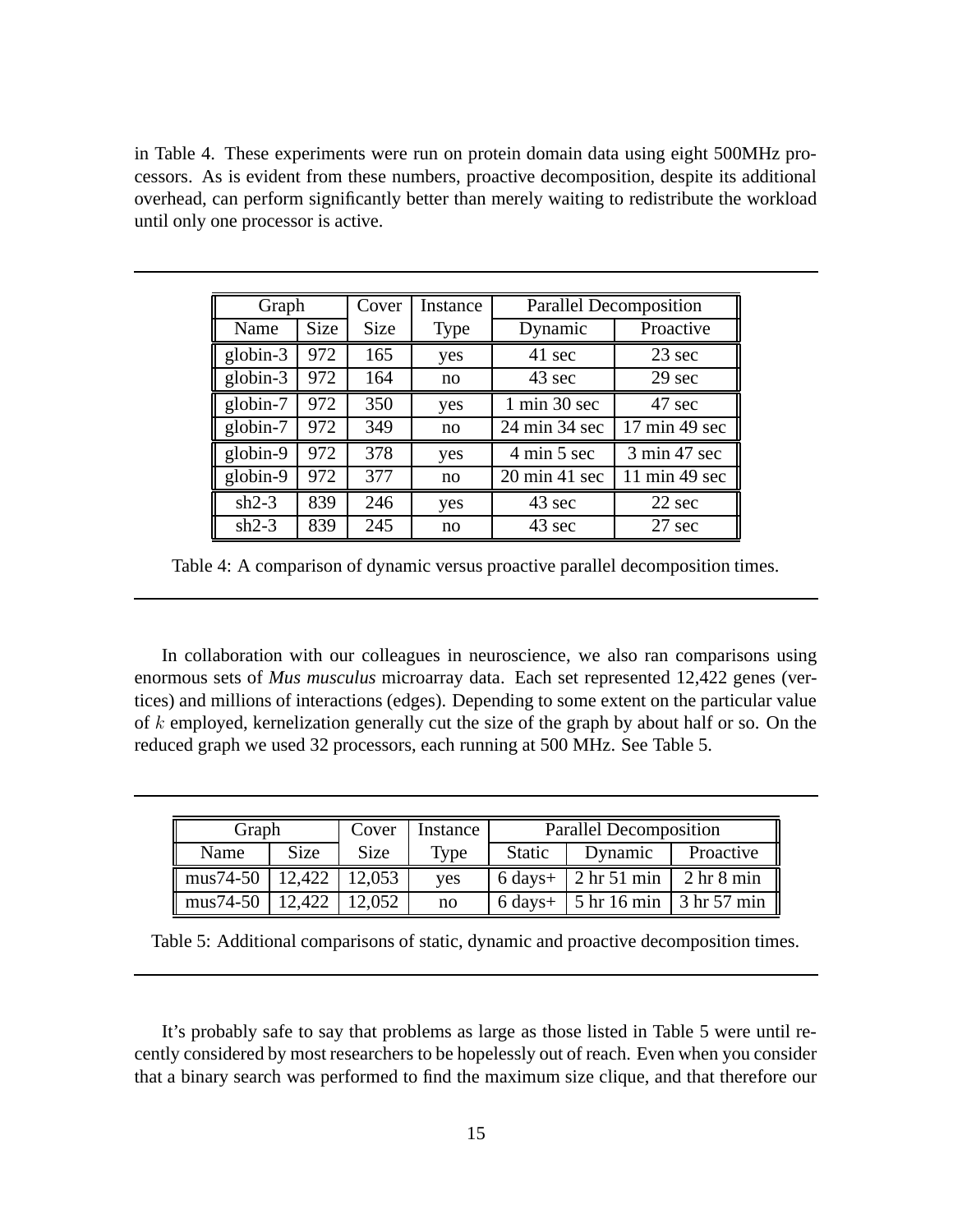in Table 4. These experiments were run on protein domain data using eight 500MHz processors. As is evident from these numbers, proactive decomposition, despite its additional overhead, can perform significantly better than merely waiting to redistribute the workload until only one processor is active.

| Graph | | Cover | Instance | Parallel Decomposition | |
|---|---|---|---|---|---|
| Name | Size | Size | Type | Dynamic | Proactive |
| globin-3 | 972 | 165 | yes | 41 sec | 23 sec |
| globin-3 | 972 | 164 | no | 43 sec | 29 sec |
| globin-7 | 972 | 350 | yes | 1 min 30 sec | 47 sec |
| globin-7 | 972 | 349 | no | 24 min 34 sec | 17 min 49 sec |
| globin-9 | 972 | 378 | yes | 4 min 5 sec | 3 min 47 sec |
| globin-9 | 972 | 377 | no | 20 min 41 sec | 11 min 49 sec |
| sh2-3 | 839 | 246 | yes | 43 sec | 22 sec |
| sh2-3 | 839 | 245 | no | 43 sec | 27 sec |

Table 4: A comparison of dynamic versus proactive parallel decomposition times.

In collaboration with our colleagues in neuroscience, we also ran comparisons using enormous sets of *Mus musculus* microarray data. Each set represented 12,422 genes (vertices) and millions of interactions (edges). Depending to some extent on the particular value of $k$ employed, kernelization generally cut the size of the graph by about half or so. On the reduced graph we used 32 processors, each running at 500 MHz. See Table 5.

| Graph | | Cover | Instance | Parallel Decomposition | | |
|---|---|---|---|---|---|---|
| Name | Size | Size | Type | Static | Dynamic | Proactive |
| mus74-50 | 12,422 | 12,053 | yes | 6 days+ | 2 hr 51 min | 2 hr 8 min |
| mus74-50 | 12,422 | 12,052 | no | 6 days+ | 5 hr 16 min | 3 hr 57 min |

Table 5: Additional comparisons of static, dynamic and proactive decomposition times.

It's probably safe to say that problems as large as those listed in Table 5 were until recently considered by most researchers to be hopelessly out of reach. Even when you consider that a binary search was performed to find the maximum size clique, and that therefore our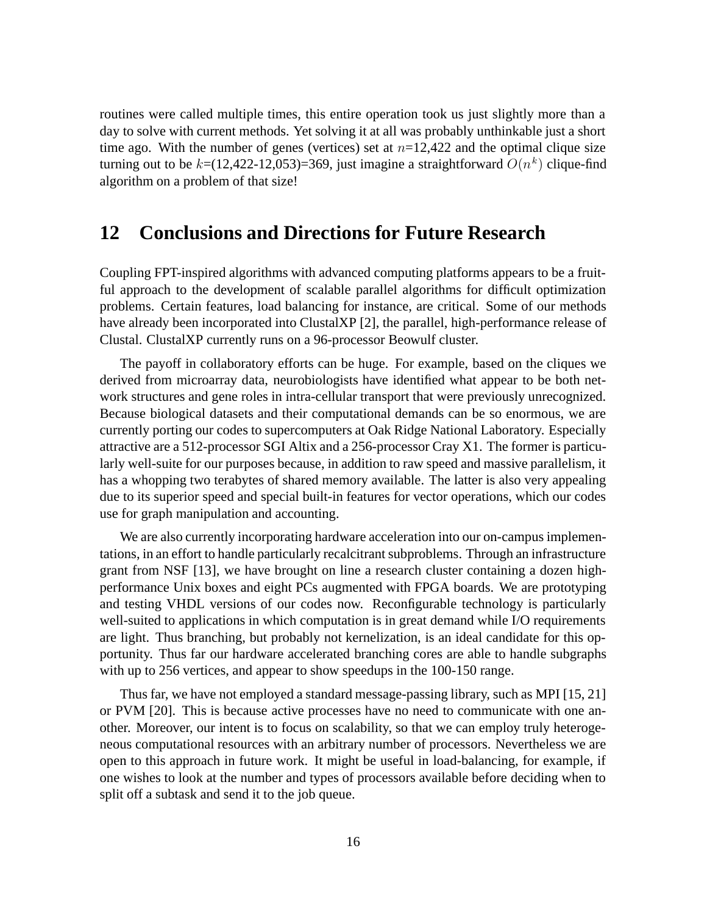routines were called multiple times, this entire operation took us just slightly more than a day to solve with current methods. Yet solving it at all was probably unthinkable just a short time ago. With the number of genes (vertices) set at $n$=12,422 and the optimal clique size turning out to be $k$=(12,422-12,053)=369, just imagine a straightforward $O(n^k)$ clique-find algorithm on a problem of that size!

## 12 Conclusions and Directions for Future Research

Coupling FPT-inspired algorithms with advanced computing platforms appears to be a fruitful approach to the development of scalable parallel algorithms for difficult optimization problems. Certain features, load balancing for instance, are critical. Some of our methods have already been incorporated into ClustalXP [2], the parallel, high-performance release of Clustal. ClustalXP currently runs on a 96-processor Beowulf cluster.

The payoff in collaboratory efforts can be huge. For example, based on the cliques we derived from microarray data, neurobiologists have identified what appear to be both network structures and gene roles in intra-cellular transport that were previously unrecognized. Because biological datasets and their computational demands can be so enormous, we are currently porting our codes to supercomputers at Oak Ridge National Laboratory. Especially attractive are a 512-processor SGI Altix and a 256-processor Cray X1. The former is particularly well-suite for our purposes because, in addition to raw speed and massive parallelism, it has a whopping two terabytes of shared memory available. The latter is also very appealing due to its superior speed and special built-in features for vector operations, which our codes use for graph manipulation and accounting.

We are also currently incorporating hardware acceleration into our on-campus implementations, in an effort to handle particularly recalcitrant subproblems. Through an infrastructure grant from NSF [13], we have brought on line a research cluster containing a dozen high-performance Unix boxes and eight PCs augmented with FPGA boards. We are prototyping and testing VHDL versions of our codes now. Reconfigurable technology is particularly well-suited to applications in which computation is in great demand while I/O requirements are light. Thus branching, but probably not kernelization, is an ideal candidate for this opportunity. Thus far our hardware accelerated branching cores are able to handle subgraphs with up to 256 vertices, and appear to show speedups in the 100-150 range.

Thus far, we have not employed a standard message-passing library, such as MPI [15, 21] or PVM [20]. This is because active processes have no need to communicate with one another. Moreover, our intent is to focus on scalability, so that we can employ truly heterogeneous computational resources with an arbitrary number of processors. Nevertheless we are open to this approach in future work. It might be useful in load-balancing, for example, if one wishes to look at the number and types of processors available before deciding when to split off a subtask and send it to the job queue.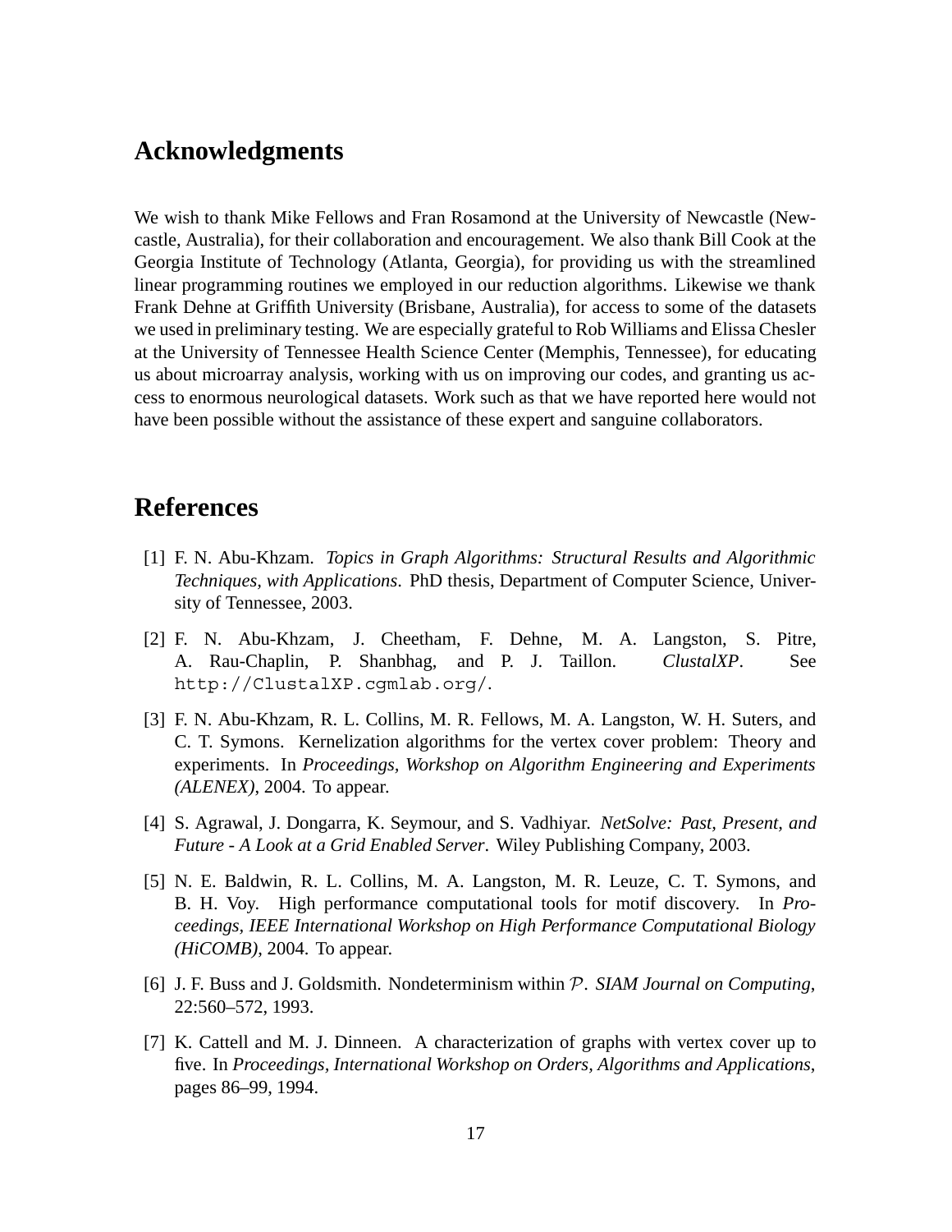## Acknowledgments

We wish to thank Mike Fellows and Fran Rosamond at the University of Newcastle (Newcastle, Australia), for their collaboration and encouragement. We also thank Bill Cook at the Georgia Institute of Technology (Atlanta, Georgia), for providing us with the streamlined linear programming routines we employed in our reduction algorithms. Likewise we thank Frank Dehne at Griffith University (Brisbane, Australia), for access to some of the datasets we used in preliminary testing. We are especially grateful to Rob Williams and Elissa Chesler at the University of Tennessee Health Science Center (Memphis, Tennessee), for educating us about microarray analysis, working with us on improving our codes, and granting us access to enormous neurological datasets. Work such as that we have reported here would not have been possible without the assistance of these expert and sanguine collaborators.

## References

[1] F. N. Abu-Khzam. *Topics in Graph Algorithms: Structural Results and Algorithmic Techniques, with Applications*. PhD thesis, Department of Computer Science, University of Tennessee, 2003.

[2] F. N. Abu-Khzam, J. Cheetham, F. Dehne, M. A. Langston, S. Pitre, A. Rau-Chaplin, P. Shanbhag, and P. J. Taillon. *ClustalXP*. See `http://ClustalXP.cgmlab.org/`.

[3] F. N. Abu-Khzam, R. L. Collins, M. R. Fellows, M. A. Langston, W. H. Suters, and C. T. Symons. Kernelization algorithms for the vertex cover problem: Theory and experiments. In *Proceedings, Workshop on Algorithm Engineering and Experiments (ALENEX)*, 2004. To appear.

[4] S. Agrawal, J. Dongarra, K. Seymour, and S. Vadhiyar. *NetSolve: Past, Present, and Future - A Look at a Grid Enabled Server*. Wiley Publishing Company, 2003.

[5] N. E. Baldwin, R. L. Collins, M. A. Langston, M. R. Leuze, C. T. Symons, and B. H. Voy. High performance computational tools for motif discovery. In *Proceedings, IEEE International Workshop on High Performance Computational Biology (HiCOMB)*, 2004. To appear.

[6] J. F. Buss and J. Goldsmith. Nondeterminism within $\mathcal{P}$. *SIAM Journal on Computing*, 22:560–572, 1993.

[7] K. Cattell and M. J. Dinneen. A characterization of graphs with vertex cover up to five. In *Proceedings, International Workshop on Orders, Algorithms and Applications*, pages 86–99, 1994.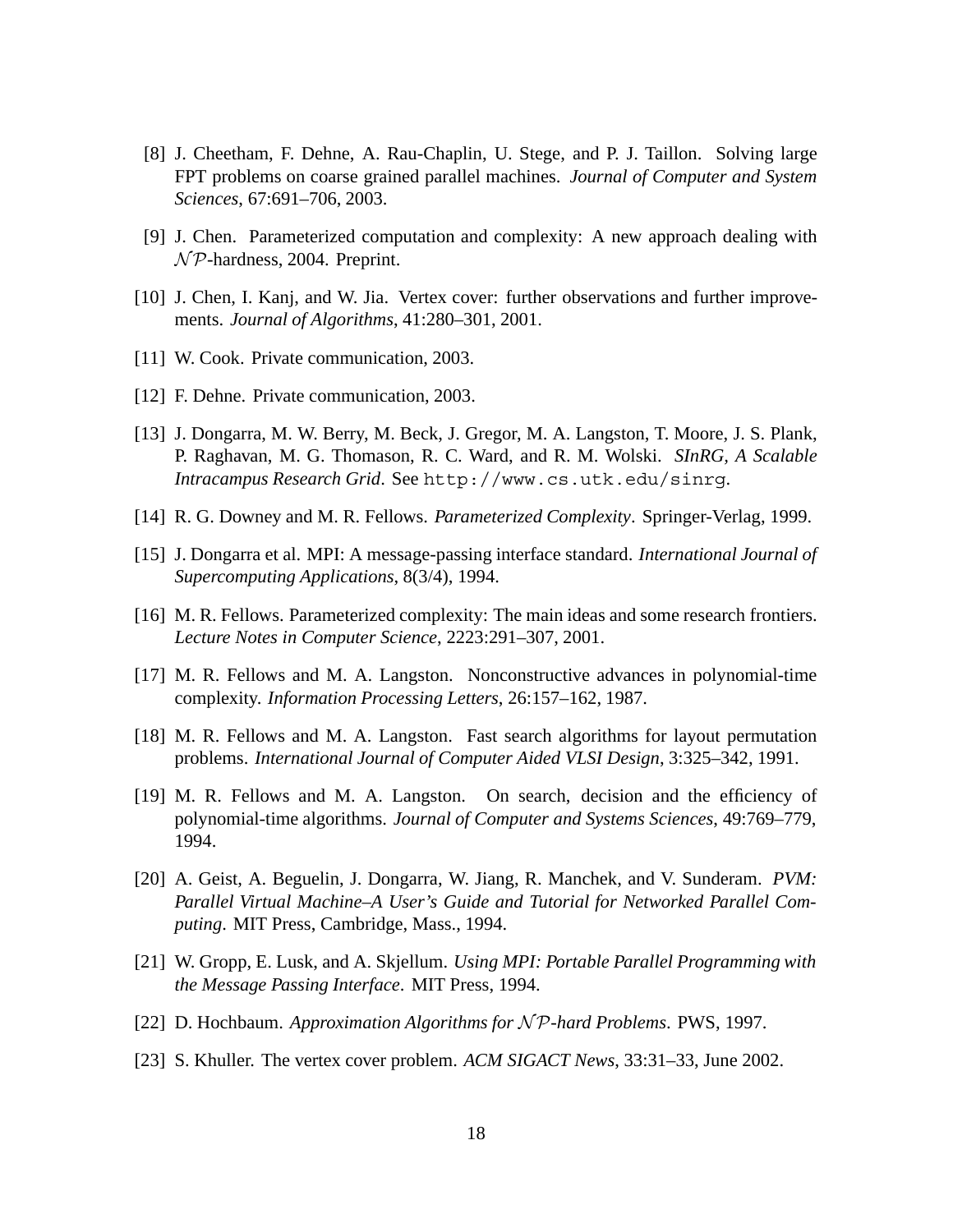[8] J. Cheetham, F. Dehne, A. Rau-Chaplin, U. Stege, and P. J. Taillon. Solving large FPT problems on coarse grained parallel machines. *Journal of Computer and System Sciences*, 67:691–706, 2003.

[9] J. Chen. Parameterized computation and complexity: A new approach dealing with $\mathcal{NP}$-hardness, 2004. Preprint.

[10] J. Chen, I. Kanj, and W. Jia. Vertex cover: further observations and further improvements. *Journal of Algorithms*, 41:280–301, 2001.

[11] W. Cook. Private communication, 2003.

[12] F. Dehne. Private communication, 2003.

[13] J. Dongarra, M. W. Berry, M. Beck, J. Gregor, M. A. Langston, T. Moore, J. S. Plank, P. Raghavan, M. G. Thomason, R. C. Ward, and R. M. Wolski. *SInRG, A Scalable Intracampus Research Grid*. See `http://www.cs.utk.edu/sinrg`.

[14] R. G. Downey and M. R. Fellows. *Parameterized Complexity*. Springer-Verlag, 1999.

[15] J. Dongarra et al. MPI: A message-passing interface standard. *International Journal of Supercomputing Applications*, 8(3/4), 1994.

[16] M. R. Fellows. Parameterized complexity: The main ideas and some research frontiers. *Lecture Notes in Computer Science*, 2223:291–307, 2001.

[17] M. R. Fellows and M. A. Langston. Nonconstructive advances in polynomial-time complexity. *Information Processing Letters*, 26:157–162, 1987.

[18] M. R. Fellows and M. A. Langston. Fast search algorithms for layout permutation problems. *International Journal of Computer Aided VLSI Design*, 3:325–342, 1991.

[19] M. R. Fellows and M. A. Langston. On search, decision and the efficiency of polynomial-time algorithms. *Journal of Computer and Systems Sciences*, 49:769–779, 1994.

[20] A. Geist, A. Beguelin, J. Dongarra, W. Jiang, R. Manchek, and V. Sunderam. *PVM: Parallel Virtual Machine–A User's Guide and Tutorial for Networked Parallel Computing*. MIT Press, Cambridge, Mass., 1994.

[21] W. Gropp, E. Lusk, and A. Skjellum. *Using MPI: Portable Parallel Programming with the Message Passing Interface*. MIT Press, 1994.

[22] D. Hochbaum. *Approximation Algorithms for $\mathcal{NP}$-hard Problems*. PWS, 1997.

[23] S. Khuller. The vertex cover problem. *ACM SIGACT News*, 33:31–33, June 2002.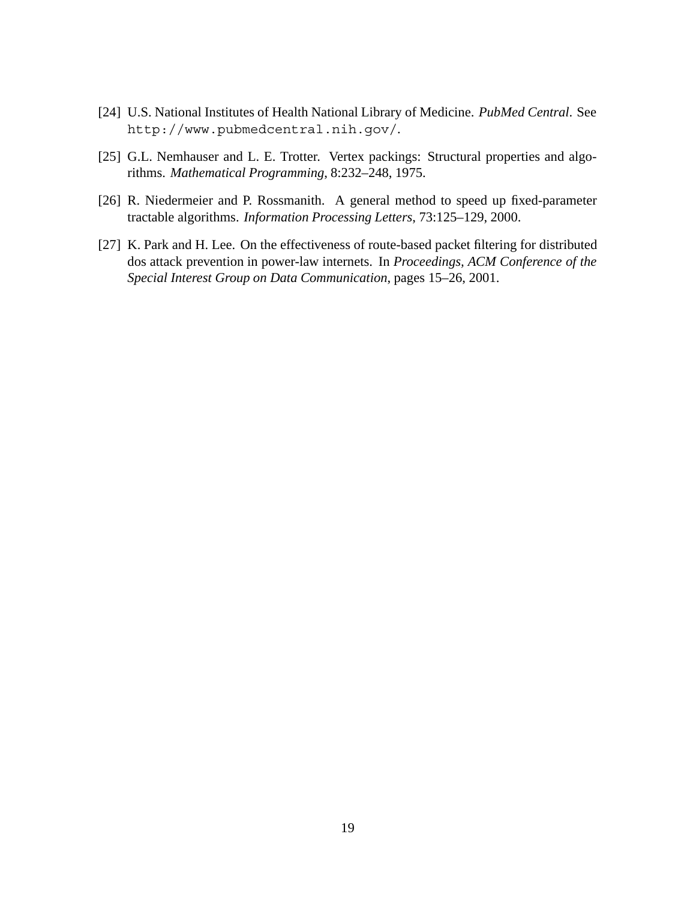[24] U.S. National Institutes of Health National Library of Medicine. *PubMed Central*. See `http://www.pubmedcentral.nih.gov/`.

[25] G.L. Nemhauser and L. E. Trotter. Vertex packings: Structural properties and algorithms. *Mathematical Programming*, 8:232–248, 1975.

[26] R. Niedermeier and P. Rossmanith. A general method to speed up fixed-parameter tractable algorithms. *Information Processing Letters*, 73:125–129, 2000.

[27] K. Park and H. Lee. On the effectiveness of route-based packet filtering for distributed dos attack prevention in power-law internets. In *Proceedings, ACM Conference of the Special Interest Group on Data Communication*, pages 15–26, 2001.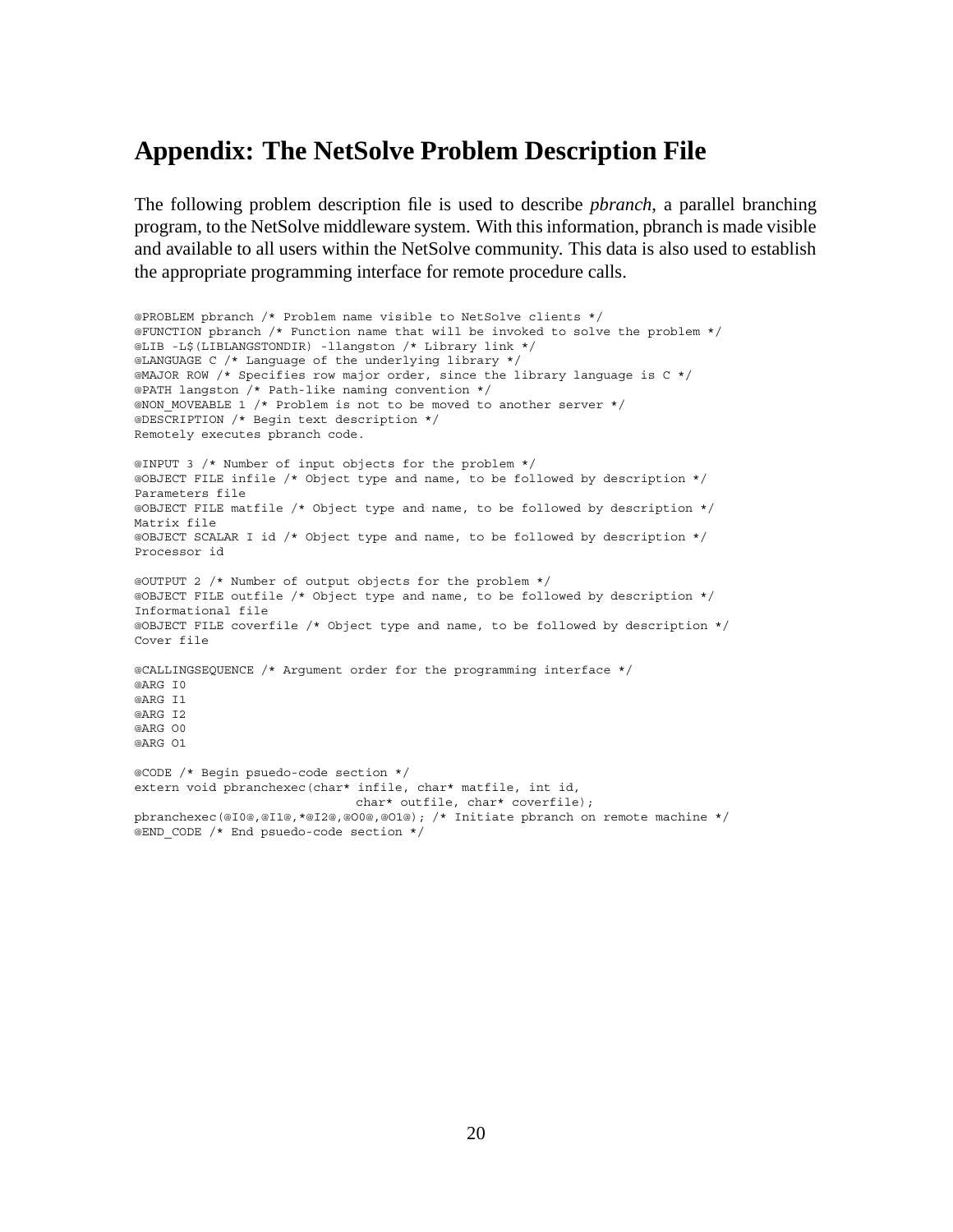# Appendix: The NetSolve Problem Description File

The following problem description file is used to describe *pbranch*, a parallel branching program, to the NetSolve middleware system. With this information, pbranch is made visible and available to all users within the NetSolve community. This data is also used to establish the appropriate programming interface for remote procedure calls.

```
@PROBLEM pbranch /* Problem name visible to NetSolve clients */
@FUNCTION pbranch /* Function name that will be invoked to solve the problem */
@LIB -L$(LIBLANGSTONDIR) -llangston /* Library link */
@LANGUAGE C /* Language of the underlying library */
@MAJOR ROW /* Specifies row major order, since the library language is C */
@PATH langston /* Path-like naming convention */
@NON_MOVEABLE 1 /* Problem is not to be moved to another server */
@DESCRIPTION /* Begin text description */
Remotely executes pbranch code.

@INPUT 3 /* Number of input objects for the problem */
@OBJECT FILE infile /* Object type and name, to be followed by description */
Parameters file
@OBJECT FILE matfile /* Object type and name, to be followed by description */
Matrix file
@OBJECT SCALAR I id /* Object type and name, to be followed by description */
Processor id

@OUTPUT 2 /* Number of output objects for the problem */
@OBJECT FILE outfile /* Object type and name, to be followed by description */
Informational file
@OBJECT FILE coverfile /* Object type and name, to be followed by description */
Cover file

@CALLINGSEQUENCE /* Argument order for the programming interface */
@ARG I0
@ARG I1
@ARG I2
@ARG O0
@ARG O1

@CODE /* Begin psuedo-code section */
extern void pbranchexec(char* infile, char* matfile, int id,
                        char* outfile, char* coverfile);
pbranchexec(@I0@,@I1@,*@I2@,@O0@,@O1@); /* Initiate pbranch on remote machine */
@END_CODE /* End psuedo-code section */
```